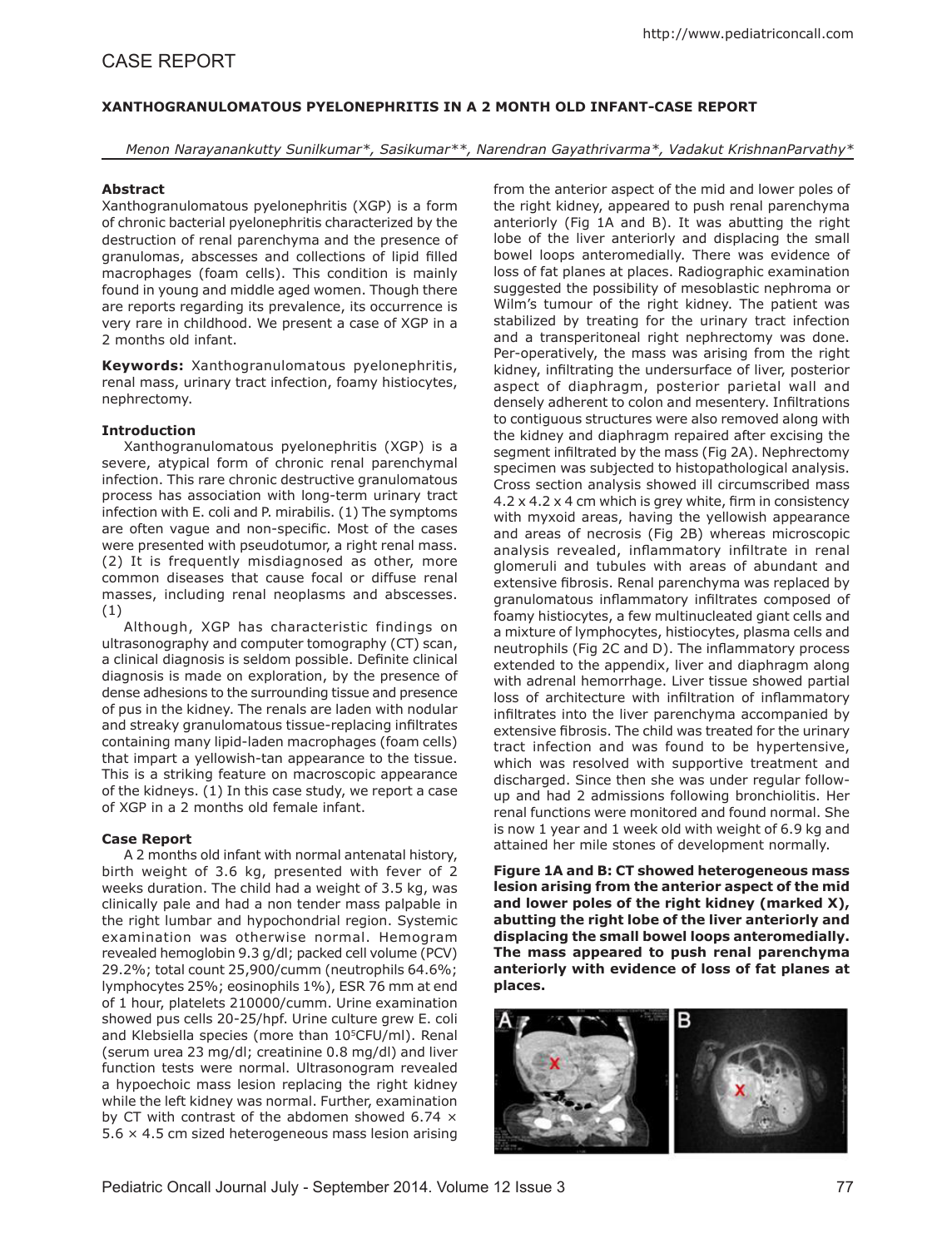CASE REPORT

# XANTHOGRANULOMATOUS PYELONEPHRITIS IN A 2 MONTH OLD INFANT-CASE REPORT

*Menon Narayanankutty Sunilkumar*, Sasikumar**, Narendran Gayathrivarma*, Vadakut KrishnanParvathy**

### Abstract

Xanthogranulomatous pyelonephritis (XGP) is a form of chronic bacterial pyelonephritis characterized by the destruction of renal parenchyma and the presence of granulomas, abscesses and collections of lipid filled macrophages (foam cells). This condition is mainly found in young and middle aged women. Though there are reports regarding its prevalence, its occurrence is very rare in childhood. We present a case of XGP in a 2 months old infant.

**Keywords:** Xanthogranulomatous pyelonephritis, renal mass, urinary tract infection, foamy histiocytes, nephrectomy.

### Introduction

Xanthogranulomatous pyelonephritis (XGP) is a severe, atypical form of chronic renal parenchymal infection. This rare chronic destructive granulomatous process has association with long-term urinary tract infection with E. coli and P. mirabilis. (1) The symptoms are often vague and non-specific. Most of the cases were presented with pseudotumor, a right renal mass. (2) It is frequently misdiagnosed as other, more common diseases that cause focal or diffuse renal masses, including renal neoplasms and abscesses. (1)

Although, XGP has characteristic findings on ultrasonography and computer tomography (CT) scan, a clinical diagnosis is seldom possible. Definite clinical diagnosis is made on exploration, by the presence of dense adhesions to the surrounding tissue and presence of pus in the kidney. The renals are laden with nodular and streaky granulomatous tissue-replacing infiltrates containing many lipid-laden macrophages (foam cells) that impart a yellowish-tan appearance to the tissue. This is a striking feature on macroscopic appearance of the kidneys. (1) In this case study, we report a case of XGP in a 2 months old female infant.

### Case Report

A 2 months old infant with normal antenatal history, birth weight of 3.6 kg, presented with fever of 2 weeks duration. The child had a weight of 3.5 kg, was clinically pale and had a non tender mass palpable in the right lumbar and hypochondrial region. Systemic examination was otherwise normal. Hemogram revealed hemoglobin 9.3 g/dl; packed cell volume (PCV) 29.2%; total count 25,900/cumm (neutrophils 64.6%; lymphocytes 25%; eosinophils 1%), ESR 76 mm at end of 1 hour, platelets 210000/cumm. Urine examination showed pus cells 20-25/hpf. Urine culture grew E. coli and Klebsiella species (more than $10^5$CFU/ml). Renal (serum urea 23 mg/dl; creatinine 0.8 mg/dl) and liver function tests were normal. Ultrasonogram revealed a hypoechoic mass lesion replacing the right kidney while the left kidney was normal. Further, examination by CT with contrast of the abdomen showed 6.74 × 5.6 × 4.5 cm sized heterogeneous mass lesion arising from the anterior aspect of the mid and lower poles of the right kidney, appeared to push renal parenchyma anteriorly (Fig 1A and B). It was abutting the right lobe of the liver anteriorly and displacing the small bowel loops anteromedially. There was evidence of loss of fat planes at places. Radiographic examination suggested the possibility of mesoblastic nephroma or Wilm's tumour of the right kidney. The patient was stabilized by treating for the urinary tract infection and a transperitoneal right nephrectomy was done. Per-operatively, the mass was arising from the right kidney, infiltrating the undersurface of liver, posterior aspect of diaphragm, posterior parietal wall and densely adherent to colon and mesentery. Infiltrations to contiguous structures were also removed along with the kidney and diaphragm repaired after excising the segment infiltrated by the mass (Fig 2A). Nephrectomy specimen was subjected to histopathological analysis. Cross section analysis showed ill circumscribed mass 4.2 x 4.2 x 4 cm which is grey white, firm in consistency with myxoid areas, having the yellowish appearance and areas of necrosis (Fig 2B) whereas microscopic analysis revealed, inflammatory infiltrate in renal glomeruli and tubules with areas of abundant and extensive fibrosis. Renal parenchyma was replaced by granulomatous inflammatory infiltrates composed of foamy histiocytes, a few multinucleated giant cells and a mixture of lymphocytes, histiocytes, plasma cells and neutrophils (Fig 2C and D). The inflammatory process extended to the appendix, liver and diaphragm along with adrenal hemorrhage. Liver tissue showed partial loss of architecture with infiltration of inflammatory infiltrates into the liver parenchyma accompanied by extensive fibrosis. The child was treated for the urinary tract infection and was found to be hypertensive, which was resolved with supportive treatment and discharged. Since then she was under regular follow-up and had 2 admissions following bronchiolitis. Her renal functions were monitored and found normal. She is now 1 year and 1 week old with weight of 6.9 kg and attained her mile stones of development normally.

**Figure 1A and B: CT showed heterogeneous mass lesion arising from the anterior aspect of the mid and lower poles of the right kidney (marked X), abutting the right lobe of the liver anteriorly and displacing the small bowel loops anteromedially. The mass appeared to push renal parenchyma anteriorly with evidence of loss of fat planes at places.**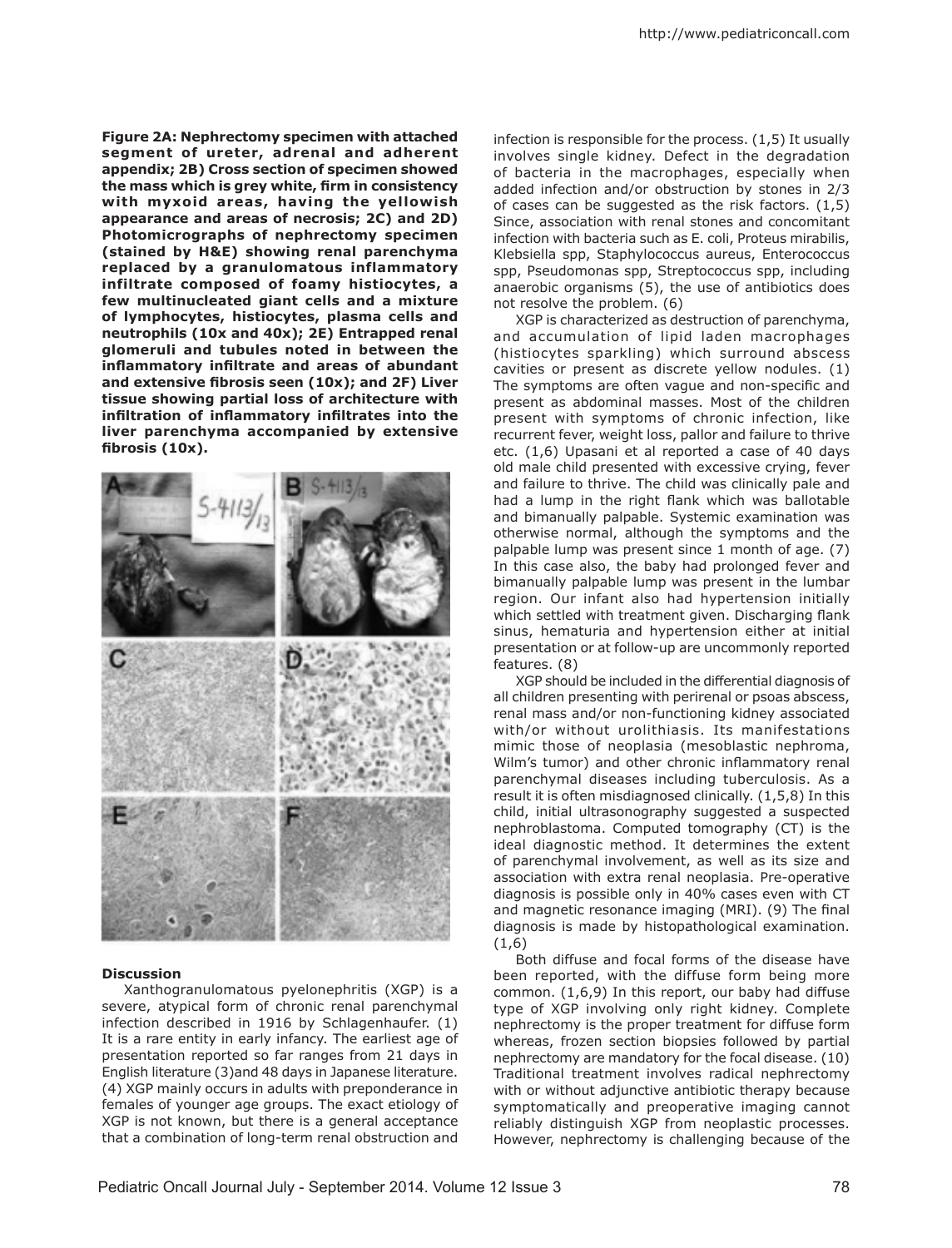**Figure 2A: Nephrectomy specimen with attached segment of ureter, adrenal and adherent appendix; 2B) Cross section of specimen showed the mass which is grey white, firm in consistency with myxoid areas, having the yellowish appearance and areas of necrosis; 2C) and 2D) Photomicrographs of nephrectomy specimen (stained by H&E) showing renal parenchyma replaced by a granulomatous inflammatory infiltrate composed of foamy histiocytes, a few multinucleated giant cells and a mixture of lymphocytes, histiocytes, plasma cells and neutrophils (10x and 40x); 2E) Entrapped renal glomeruli and tubules noted in between the inflammatory infiltrate and areas of abundant and extensive fibrosis seen (10x); and 2F) Liver tissue showing partial loss of architecture with infiltration of inflammatory infiltrates into the liver parenchyma accompanied by extensive fibrosis (10x).**

### Discussion

Xanthogranulomatous pyelonephritis (XGP) is a severe, atypical form of chronic renal parenchymal infection described in 1916 by Schlagenhaufer. (1) It is a rare entity in early infancy. The earliest age of presentation reported so far ranges from 21 days in English literature (3)and 48 days in Japanese literature. (4) XGP mainly occurs in adults with preponderance in females of younger age groups. The exact etiology of XGP is not known, but there is a general acceptance that a combination of long-term renal obstruction and infection is responsible for the process. (1,5) It usually involves single kidney. Defect in the degradation of bacteria in the macrophages, especially when added infection and/or obstruction by stones in 2/3 of cases can be suggested as the risk factors. (1,5) Since, association with renal stones and concomitant infection with bacteria such as E. coli, Proteus mirabilis, Klebsiella spp, Staphylococcus aureus, Enterococcus spp, Pseudomonas spp, Streptococcus spp, including anaerobic organisms (5), the use of antibiotics does not resolve the problem. (6)

XGP is characterized as destruction of parenchyma, and accumulation of lipid laden macrophages (histiocytes sparkling) which surround abscess cavities or present as discrete yellow nodules. (1) The symptoms are often vague and non-specific and present as abdominal masses. Most of the children present with symptoms of chronic infection, like recurrent fever, weight loss, pallor and failure to thrive etc. (1,6) Upasani et al reported a case of 40 days old male child presented with excessive crying, fever and failure to thrive. The child was clinically pale and had a lump in the right flank which was ballotable and bimanually palpable. Systemic examination was otherwise normal, although the symptoms and the palpable lump was present since 1 month of age. (7) In this case also, the baby had prolonged fever and bimanually palpable lump was present in the lumbar region. Our infant also had hypertension initially which settled with treatment given. Discharging flank sinus, hematuria and hypertension either at initial presentation or at follow-up are uncommonly reported features. (8)

XGP should be included in the differential diagnosis of all children presenting with perirenal or psoas abscess, renal mass and/or non-functioning kidney associated with/or without urolithiasis. Its manifestations mimic those of neoplasia (mesoblastic nephroma, Wilm's tumor) and other chronic inflammatory renal parenchymal diseases including tuberculosis. As a result it is often misdiagnosed clinically. (1,5,8) In this child, initial ultrasonography suggested a suspected nephroblastoma. Computed tomography (CT) is the ideal diagnostic method. It determines the extent of parenchymal involvement, as well as its size and association with extra renal neoplasia. Pre-operative diagnosis is possible only in 40% cases even with CT and magnetic resonance imaging (MRI). (9) The final diagnosis is made by histopathological examination. (1,6)

Both diffuse and focal forms of the disease have been reported, with the diffuse form being more common. (1,6,9) In this report, our baby had diffuse type of XGP involving only right kidney. Complete nephrectomy is the proper treatment for diffuse form whereas, frozen section biopsies followed by partial nephrectomy are mandatory for the focal disease. (10) Traditional treatment involves radical nephrectomy with or without adjunctive antibiotic therapy because symptomatically and preoperative imaging cannot reliably distinguish XGP from neoplastic processes. However, nephrectomy is challenging because of the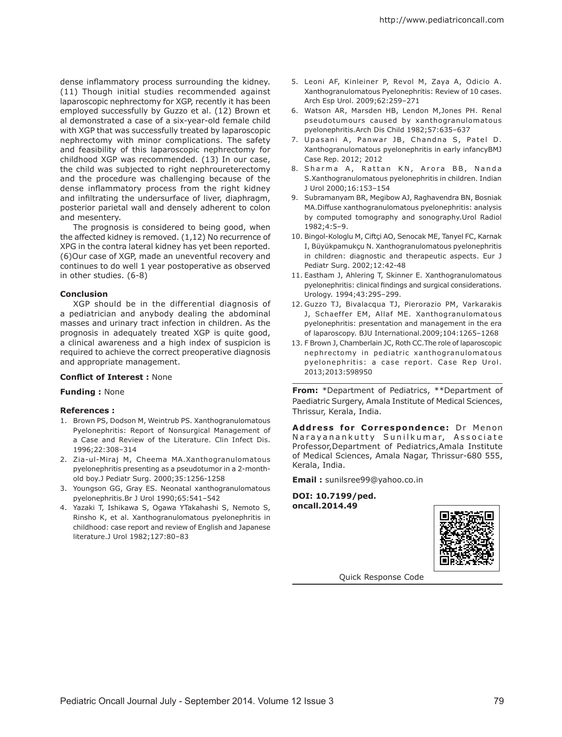dense inflammatory process surrounding the kidney. (11) Though initial studies recommended against laparoscopic nephrectomy for XGP, recently it has been employed successfully by Guzzo et al. (12) Brown et al demonstrated a case of a six-year-old female child with XGP that was successfully treated by laparoscopic nephrectomy with minor complications. The safety and feasibility of this laparoscopic nephrectomy for childhood XGP was recommended. (13) In our case, the child was subjected to right nephroureterectomy and the procedure was challenging because of the dense inflammatory process from the right kidney and infiltrating the undersurface of liver, diaphragm, posterior parietal wall and densely adherent to colon and mesentery.

The prognosis is considered to being good, when the affected kidney is removed. (1,12) No recurrence of XPG in the contra lateral kidney has yet been reported. (6)Our case of XGP, made an uneventful recovery and continues to do well 1 year postoperative as observed in other studies. (6-8)

**Conclusion**

XGP should be in the differential diagnosis of a pediatrician and anybody dealing the abdominal masses and urinary tract infection in children. As the prognosis in adequately treated XGP is quite good, a clinical awareness and a high index of suspicion is required to achieve the correct preoperative diagnosis and appropriate management.

**Conflict of Interest :** None

**Funding :** None

**References :**

1. Brown PS, Dodson M, Weintrub PS. Xanthogranulomatous Pyelonephritis: Report of Nonsurgical Management of a Case and Review of the Literature. Clin Infect Dis. 1996;22:308–314
2. Zia-ul-Miraj M, Cheema MA.Xanthogranulomatous pyelonephritis presenting as a pseudotumor in a 2-month-old boy.J Pediatr Surg. 2000;35:1256-1258
3. Youngson GG, Gray ES. Neonatal xanthogranulomatous pyelonephritis.Br J Urol 1990;65:541–542
4. Yazaki T, Ishikawa S, Ogawa YTakahashi S, Nemoto S, Rinsho K, et al. Xanthogranulomatous pyelonephritis in childhood: case report and review of English and Japanese literature.J Urol 1982;127:80–83
5. Leoni AF, Kinleiner P, Revol M, Zaya A, Odicio A. Xanthogranulomatous Pyelonephritis: Review of 10 cases. Arch Esp Urol. 2009;62:259–271
6. Watson AR, Marsden HB, Lendon M,Jones PH. Renal pseudotumours caused by xanthogranulomatous pyelonephritis.Arch Dis Child 1982;57:635–637
7. Upasani A, Panwar JB, Chandna S, Patel D. Xanthogranulomatous pyelonephritis in early infancyBMJ Case Rep. 2012; 2012
8. Sharma A, Rattan KN, Arora BB, Nanda S.Xanthogranulomatous pyelonephritis in children. Indian J Urol 2000;16:153–154
9. Subramanyam BR, Megibow AJ, Raghavendra BN, Bosniak MA.Diffuse xanthogranulomatous pyelonephritis: analysis by computed tomography and sonography.Urol Radiol 1982;4:5–9.
10. Bingol-Kologlu M, Ciftçi AO, Senocak ME, Tanyel FC, Karnak I, Büyükpamukçu N. Xanthogranulomatous pyelonephritis in children: diagnostic and therapeutic aspects. Eur J Pediatr Surg. 2002;12:42-48
11. Eastham J, Ahlering T, Skinner E. Xanthogranulomatous pyelonephritis: clinical findings and surgical considerations. Urology. 1994;43:295–299.
12. Guzzo TJ, Bivalacqua TJ, Pierorazio PM, Varkarakis J, Schaeffer EM, Allaf ME. Xanthogranulomatous pyelonephritis: presentation and management in the era of laparoscopy. BJU International.2009;104:1265–1268
13. F Brown J, Chamberlain JC, Roth CC.The role of laparoscopic nephrectomy in pediatric xanthogranulomatous pyelonephritis: a case report. Case Rep Urol. 2013;2013:598950

**From:** *Department of Pediatrics, **Department of Paediatric Surgery, Amala Institute of Medical Sciences, Thrissur, Kerala, India.

**Address for Correspondence:** Dr Menon Narayanankutty Sunilkumar, Associate Professor,Department of Pediatrics,Amala Institute of Medical Sciences, Amala Nagar, Thrissur-680 555, Kerala, India.

**Email :** sunilsree99@yahoo.co.in

**DOI: 10.7199/ped.oncall.2014.49**

Quick Response Code